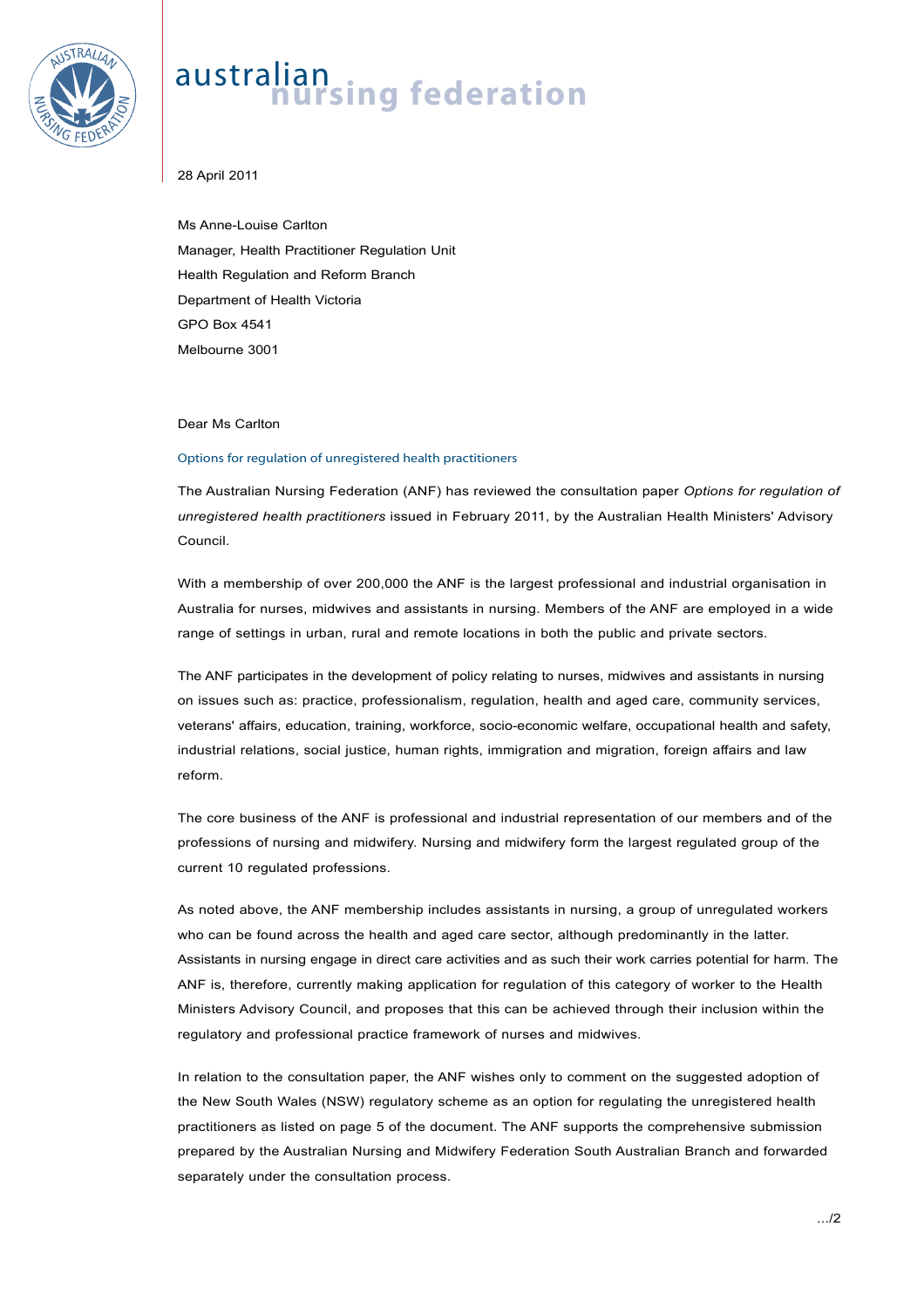australian nursing federation

28 April 2011

Ms Anne-Louise Carlton
Manager, Health Practitioner Regulation Unit
Health Regulation and Reform Branch
Department of Health Victoria
GPO Box 4541
Melbourne 3001

Dear Ms Carlton

### Options for regulation of unregistered health practitioners

The Australian Nursing Federation (ANF) has reviewed the consultation paper *Options for regulation of unregistered health practitioners* issued in February 2011, by the Australian Health Ministers' Advisory Council.

With a membership of over 200,000 the ANF is the largest professional and industrial organisation in Australia for nurses, midwives and assistants in nursing. Members of the ANF are employed in a wide range of settings in urban, rural and remote locations in both the public and private sectors.

The ANF participates in the development of policy relating to nurses, midwives and assistants in nursing on issues such as: practice, professionalism, regulation, health and aged care, community services, veterans' affairs, education, training, workforce, socio-economic welfare, occupational health and safety, industrial relations, social justice, human rights, immigration and migration, foreign affairs and law reform.

The core business of the ANF is professional and industrial representation of our members and of the professions of nursing and midwifery. Nursing and midwifery form the largest regulated group of the current 10 regulated professions.

As noted above, the ANF membership includes assistants in nursing, a group of unregulated workers who can be found across the health and aged care sector, although predominantly in the latter. Assistants in nursing engage in direct care activities and as such their work carries potential for harm. The ANF is, therefore, currently making application for regulation of this category of worker to the Health Ministers Advisory Council, and proposes that this can be achieved through their inclusion within the regulatory and professional practice framework of nurses and midwives.

In relation to the consultation paper, the ANF wishes only to comment on the suggested adoption of the New South Wales (NSW) regulatory scheme as an option for regulating the unregistered health practitioners as listed on page 5 of the document. The ANF supports the comprehensive submission prepared by the Australian Nursing and Midwifery Federation South Australian Branch and forwarded separately under the consultation process.

…/2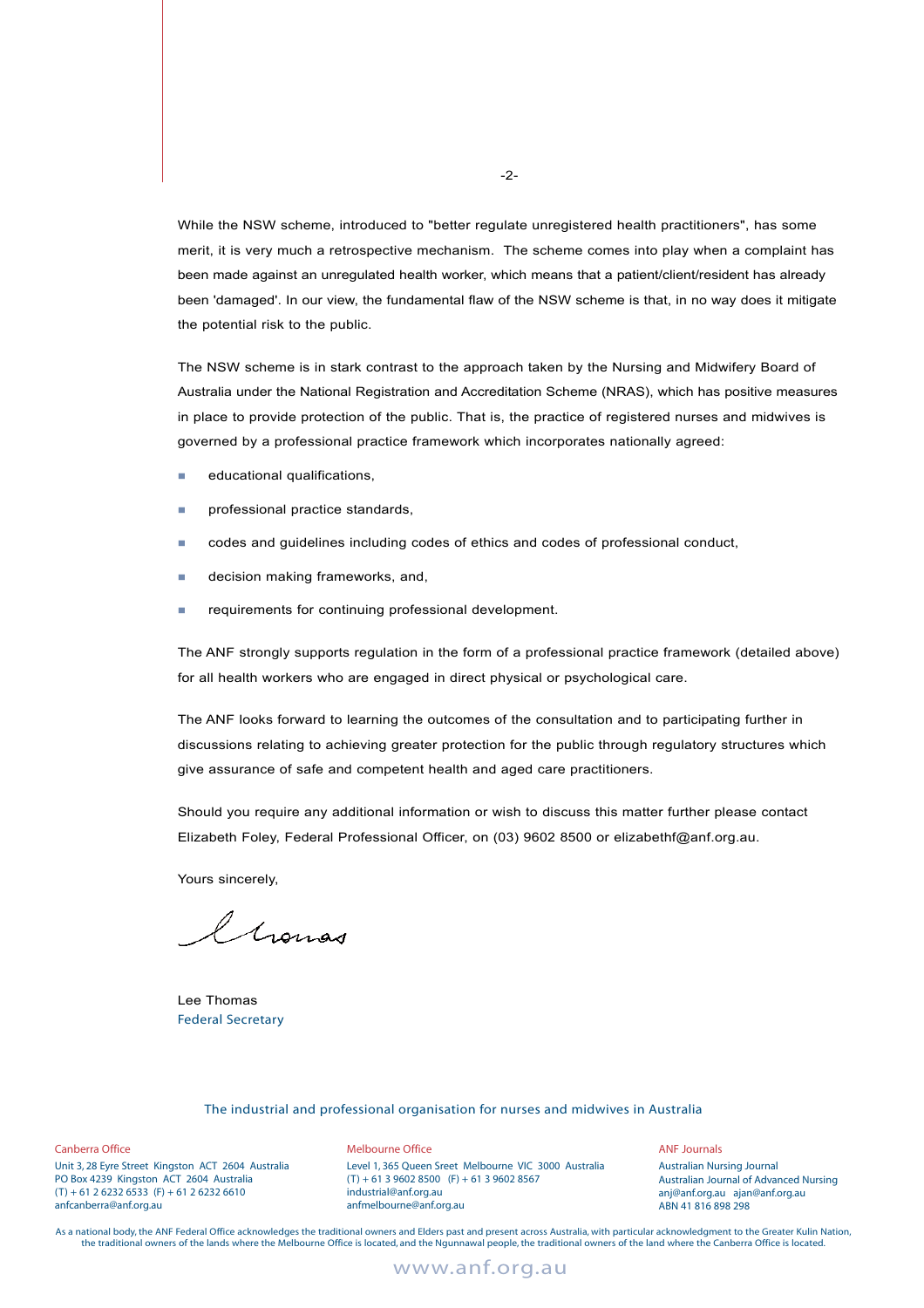While the NSW scheme, introduced to "better regulate unregistered health practitioners", has some merit, it is very much a retrospective mechanism. The scheme comes into play when a complaint has been made against an unregulated health worker, which means that a patient/client/resident has already been 'damaged'. In our view, the fundamental flaw of the NSW scheme is that, in no way does it mitigate the potential risk to the public.

The NSW scheme is in stark contrast to the approach taken by the Nursing and Midwifery Board of Australia under the National Registration and Accreditation Scheme (NRAS), which has positive measures in place to provide protection of the public. That is, the practice of registered nurses and midwives is governed by a professional practice framework which incorporates nationally agreed:

- educational qualifications,
- professional practice standards,
- codes and guidelines including codes of ethics and codes of professional conduct,
- decision making frameworks, and,
- requirements for continuing professional development.

The ANF strongly supports regulation in the form of a professional practice framework (detailed above) for all health workers who are engaged in direct physical or psychological care.

The ANF looks forward to learning the outcomes of the consultation and to participating further in discussions relating to achieving greater protection for the public through regulatory structures which give assurance of safe and competent health and aged care practitioners.

Should you require any additional information or wish to discuss this matter further please contact Elizabeth Foley, Federal Professional Officer, on (03) 9602 8500 or elizabethf@anf.org.au.

Yours sincerely,

Lee Thomas
Federal Secretary

The industrial and professional organisation for nurses and midwives in Australia

Canberra Office
Unit 3, 28 Eyre Street Kingston ACT 2604 Australia
PO Box 4239 Kingston ACT 2604 Australia
(T) + 61 2 6232 6533 (F) + 61 2 6232 6610
anfcanberra@anf.org.au

Melbourne Office
Level 1, 365 Queen Sreet Melbourne VIC 3000 Australia
(T) + 61 3 9602 8500 (F) + 61 3 9602 8567
industrial@anf.org.au
anfmelbourne@anf.org.au

ANF Journals
Australian Nursing Journal
Australian Journal of Advanced Nursing
anj@anf.org.au ajan@anf.org.au
ABN 41 816 898 298

As a national body, the ANF Federal Office acknowledges the traditional owners and Elders past and present across Australia, with particular acknowledgment to the Greater Kulin Nation, the traditional owners of the lands where the Melbourne Office is located, and the Ngunnawal people, the traditional owners of the land where the Canberra Office is located.

www.anf.org.au